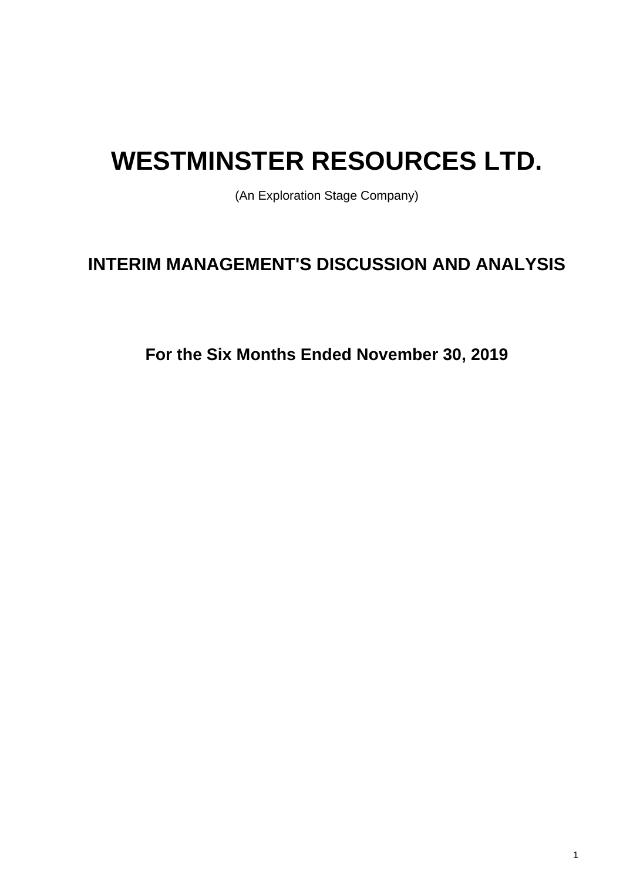# WESTMINSTER RESOURCES LTD.

(An Exploration Stage Company)

## INTERIM MANAGEMENT'S DISCUSSION AND ANALYSIS

### For the Six Months Ended November 30, 2019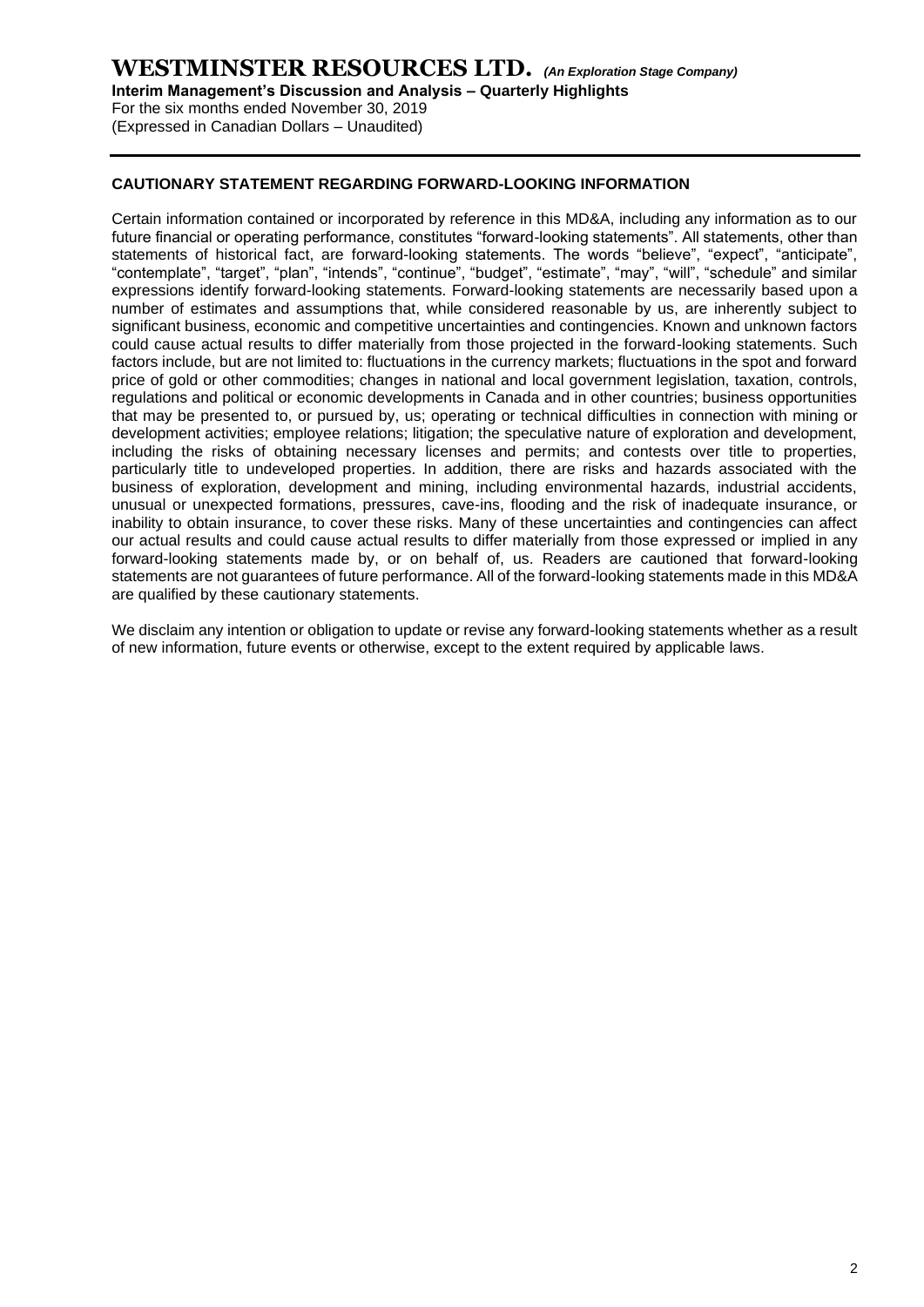## CAUTIONARY STATEMENT REGARDING FORWARD-LOOKING INFORMATION

Certain information contained or incorporated by reference in this MD&A, including any information as to our future financial or operating performance, constitutes "forward-looking statements". All statements, other than statements of historical fact, are forward-looking statements. The words "believe", "expect", "anticipate", "contemplate", "target", "plan", "intends", "continue", "budget", "estimate", "may", "will", "schedule" and similar expressions identify forward-looking statements. Forward-looking statements are necessarily based upon a number of estimates and assumptions that, while considered reasonable by us, are inherently subject to significant business, economic and competitive uncertainties and contingencies. Known and unknown factors could cause actual results to differ materially from those projected in the forward-looking statements. Such factors include, but are not limited to: fluctuations in the currency markets; fluctuations in the spot and forward price of gold or other commodities; changes in national and local government legislation, taxation, controls, regulations and political or economic developments in Canada and in other countries; business opportunities that may be presented to, or pursued by, us; operating or technical difficulties in connection with mining or development activities; employee relations; litigation; the speculative nature of exploration and development, including the risks of obtaining necessary licenses and permits; and contests over title to properties, particularly title to undeveloped properties. In addition, there are risks and hazards associated with the business of exploration, development and mining, including environmental hazards, industrial accidents, unusual or unexpected formations, pressures, cave-ins, flooding and the risk of inadequate insurance, or inability to obtain insurance, to cover these risks. Many of these uncertainties and contingencies can affect our actual results and could cause actual results to differ materially from those expressed or implied in any forward-looking statements made by, or on behalf of, us. Readers are cautioned that forward-looking statements are not guarantees of future performance. All of the forward-looking statements made in this MD&A are qualified by these cautionary statements.

We disclaim any intention or obligation to update or revise any forward-looking statements whether as a result of new information, future events or otherwise, except to the extent required by applicable laws.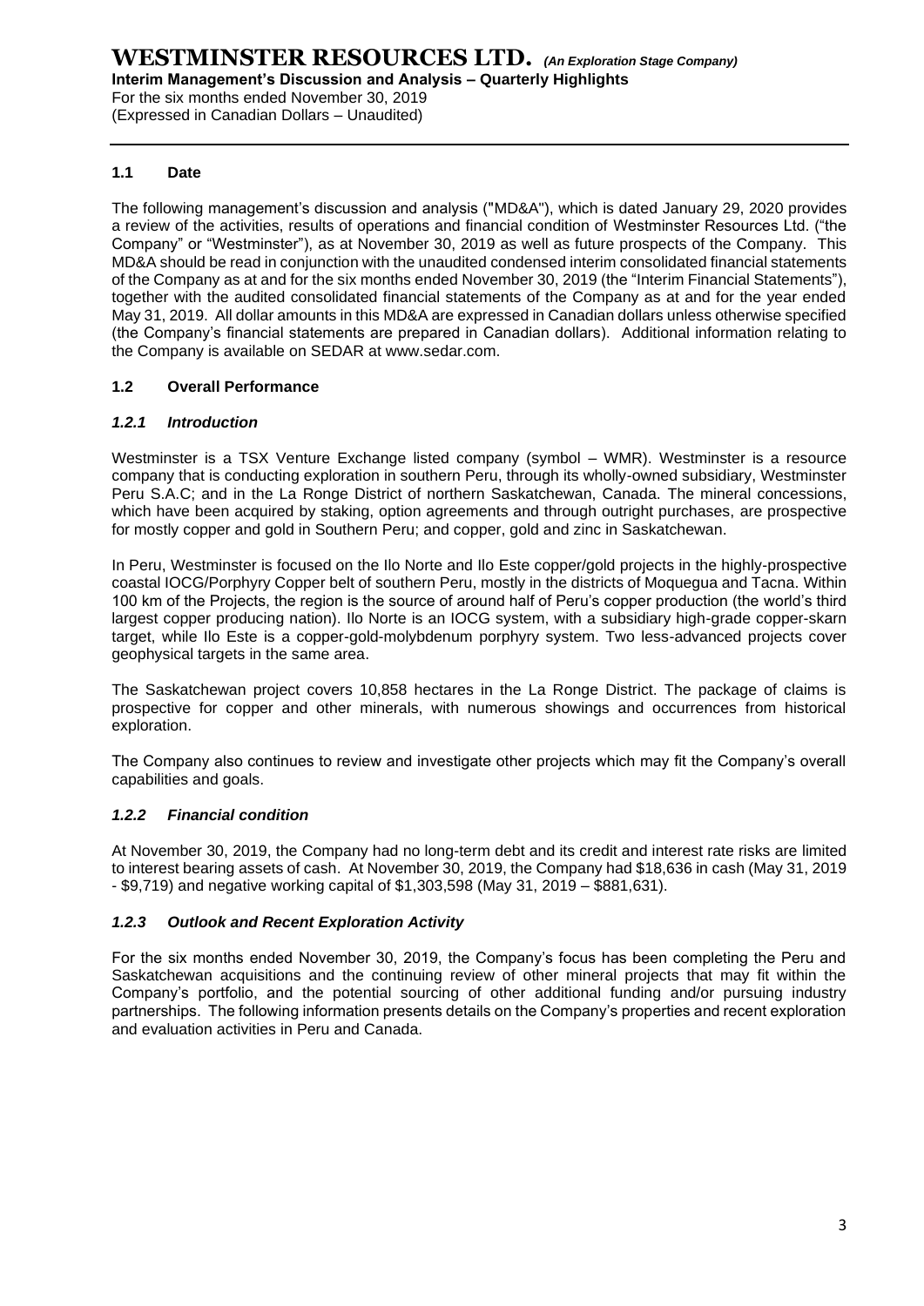## 1.1 Date

The following management's discussion and analysis ("MD&A"), which is dated January 29, 2020 provides a review of the activities, results of operations and financial condition of Westminster Resources Ltd. ("the Company" or "Westminster"), as at November 30, 2019 as well as future prospects of the Company. This MD&A should be read in conjunction with the unaudited condensed interim consolidated financial statements of the Company as at and for the six months ended November 30, 2019 (the "Interim Financial Statements"), together with the audited consolidated financial statements of the Company as at and for the year ended May 31, 2019. All dollar amounts in this MD&A are expressed in Canadian dollars unless otherwise specified (the Company's financial statements are prepared in Canadian dollars). Additional information relating to the Company is available on SEDAR at www.sedar.com.

## 1.2 Overall Performance

### *1.2.1 Introduction*

Westminster is a TSX Venture Exchange listed company (symbol – WMR). Westminster is a resource company that is conducting exploration in southern Peru, through its wholly-owned subsidiary, Westminster Peru S.A.C; and in the La Ronge District of northern Saskatchewan, Canada. The mineral concessions, which have been acquired by staking, option agreements and through outright purchases, are prospective for mostly copper and gold in Southern Peru; and copper, gold and zinc in Saskatchewan.

In Peru, Westminster is focused on the Ilo Norte and Ilo Este copper/gold projects in the highly-prospective coastal IOCG/Porphyry Copper belt of southern Peru, mostly in the districts of Moquegua and Tacna. Within 100 km of the Projects, the region is the source of around half of Peru's copper production (the world's third largest copper producing nation). Ilo Norte is an IOCG system, with a subsidiary high-grade copper-skarn target, while Ilo Este is a copper-gold-molybdenum porphyry system. Two less-advanced projects cover geophysical targets in the same area.

The Saskatchewan project covers 10,858 hectares in the La Ronge District. The package of claims is prospective for copper and other minerals, with numerous showings and occurrences from historical exploration.

The Company also continues to review and investigate other projects which may fit the Company's overall capabilities and goals.

### *1.2.2 Financial condition*

At November 30, 2019, the Company had no long-term debt and its credit and interest rate risks are limited to interest bearing assets of cash. At November 30, 2019, the Company had $18,636 in cash (May 31, 2019 - $9,719) and negative working capital of $1,303,598 (May 31, 2019 – $881,631).

### *1.2.3 Outlook and Recent Exploration Activity*

For the six months ended November 30, 2019, the Company's focus has been completing the Peru and Saskatchewan acquisitions and the continuing review of other mineral projects that may fit within the Company's portfolio, and the potential sourcing of other additional funding and/or pursuing industry partnerships. The following information presents details on the Company's properties and recent exploration and evaluation activities in Peru and Canada.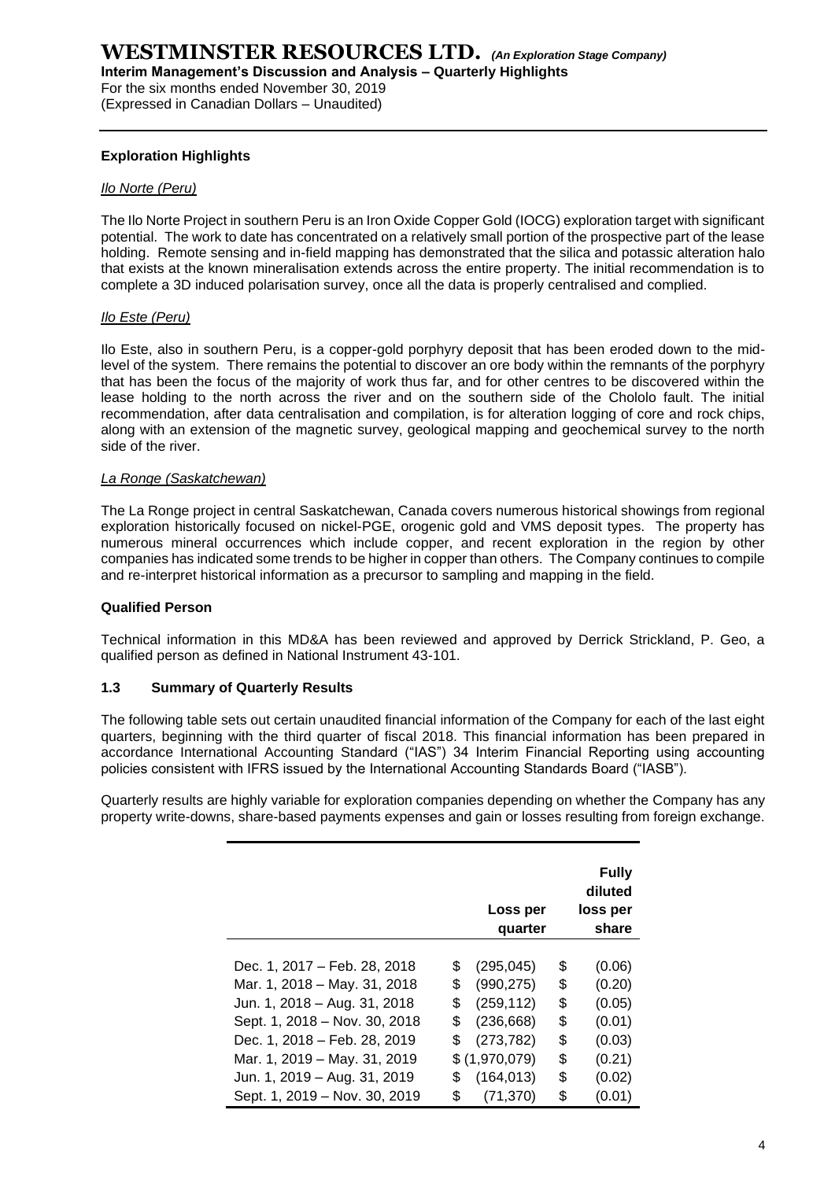### Exploration Highlights

*Ilo Norte (Peru)*

The Ilo Norte Project in southern Peru is an Iron Oxide Copper Gold (IOCG) exploration target with significant potential. The work to date has concentrated on a relatively small portion of the prospective part of the lease holding. Remote sensing and in-field mapping has demonstrated that the silica and potassic alteration halo that exists at the known mineralisation extends across the entire property. The initial recommendation is to complete a 3D induced polarisation survey, once all the data is properly centralised and complied.

*Ilo Este (Peru)*

Ilo Este, also in southern Peru, is a copper-gold porphyry deposit that has been eroded down to the mid-level of the system. There remains the potential to discover an ore body within the remnants of the porphyry that has been the focus of the majority of work thus far, and for other centres to be discovered within the lease holding to the north across the river and on the southern side of the Chololo fault. The initial recommendation, after data centralisation and compilation, is for alteration logging of core and rock chips, along with an extension of the magnetic survey, geological mapping and geochemical survey to the north side of the river.

*La Ronge (Saskatchewan)*

The La Ronge project in central Saskatchewan, Canada covers numerous historical showings from regional exploration historically focused on nickel-PGE, orogenic gold and VMS deposit types. The property has numerous mineral occurrences which include copper, and recent exploration in the region by other companies has indicated some trends to be higher in copper than others. The Company continues to compile and re-interpret historical information as a precursor to sampling and mapping in the field.

### Qualified Person

Technical information in this MD&A has been reviewed and approved by Derrick Strickland, P. Geo, a qualified person as defined in National Instrument 43-101.

### 1.3 Summary of Quarterly Results

The following table sets out certain unaudited financial information of the Company for each of the last eight quarters, beginning with the third quarter of fiscal 2018. This financial information has been prepared in accordance International Accounting Standard ("IAS") 34 Interim Financial Reporting using accounting policies consistent with IFRS issued by the International Accounting Standards Board ("IASB").

Quarterly results are highly variable for exploration companies depending on whether the Company has any property write-downs, share-based payments expenses and gain or losses resulting from foreign exchange.

| | Loss per quarter | Fully diluted loss per share |
|---|---|---|
| Dec. 1, 2017 – Feb. 28, 2018 | $ (295,045) | $ (0.06) |
| Mar. 1, 2018 – May. 31, 2018 | $ (990,275) | $ (0.20) |
| Jun. 1, 2018 – Aug. 31, 2018 | $ (259,112) | $ (0.05) |
| Sept. 1, 2018 – Nov. 30, 2018 | $ (236,668) | $ (0.01) |
| Dec. 1, 2018 – Feb. 28, 2019 | $ (273,782) | $ (0.03) |
| Mar. 1, 2019 – May. 31, 2019 | $ (1,970,079) | $ (0.21) |
| Jun. 1, 2019 – Aug. 31, 2019 | $ (164,013) | $ (0.02) |
| Sept. 1, 2019 – Nov. 30, 2019 | $ (71,370) | $ (0.01) |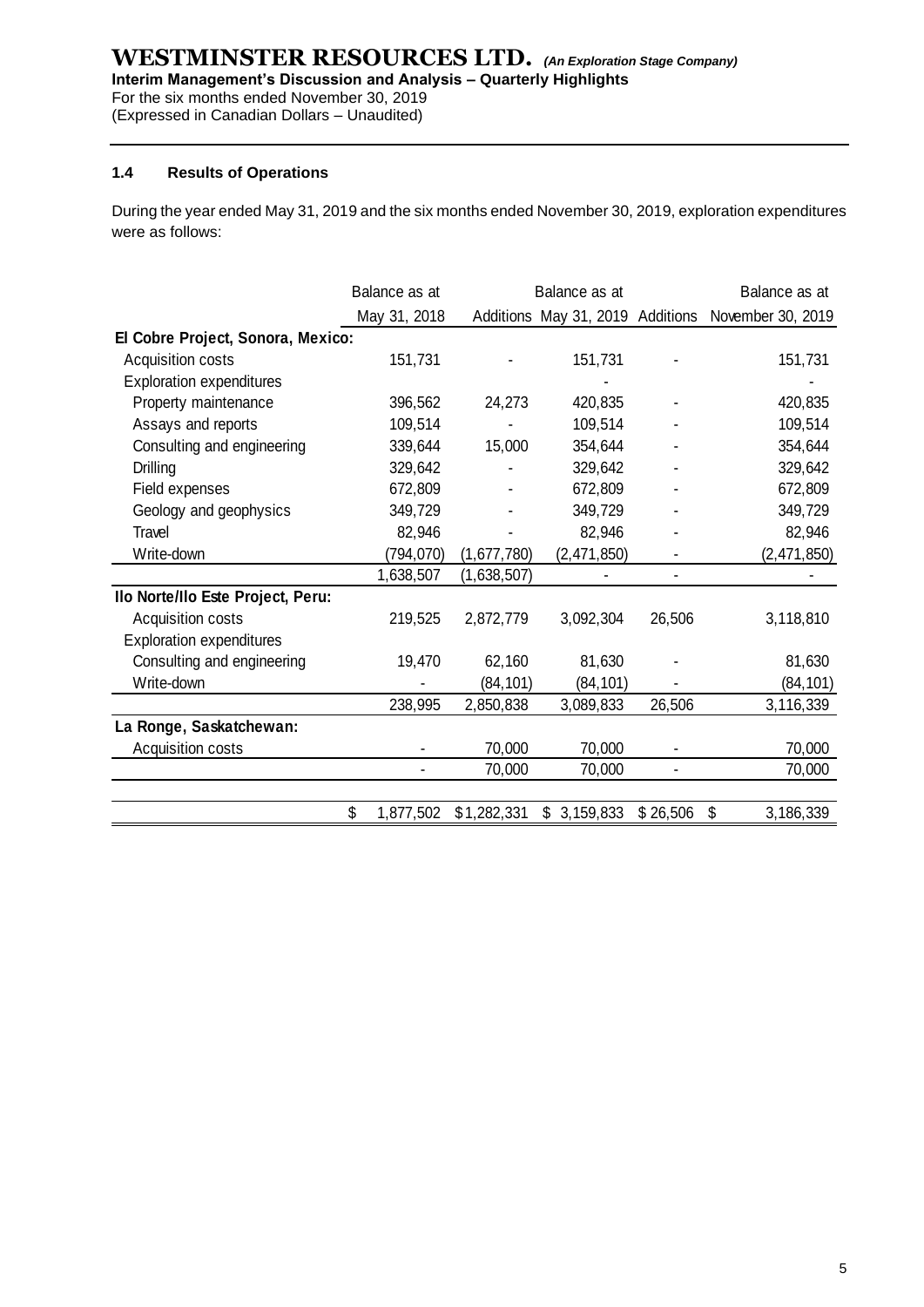### 1.4 Results of Operations

During the year ended May 31, 2019 and the six months ended November 30, 2019, exploration expenditures were as follows:

| | Balance as at May 31, 2018 | Additions | Balance as at May 31, 2019 | Additions | Balance as at November 30, 2019 |
|---|---|---|---|---|---|
| **El Cobre Project, Sonora, Mexico:** | | | | | |
| Acquisition costs | 151,731 | - | 151,731 | - | 151,731 |
| Exploration expenditures | | | - | | - |
| Property maintenance | 396,562 | 24,273 | 420,835 | - | 420,835 |
| Assays and reports | 109,514 | - | 109,514 | - | 109,514 |
| Consulting and engineering | 339,644 | 15,000 | 354,644 | - | 354,644 |
| Drilling | 329,642 | - | 329,642 | - | 329,642 |
| Field expenses | 672,809 | - | 672,809 | - | 672,809 |
| Geology and geophysics | 349,729 | - | 349,729 | - | 349,729 |
| Travel | 82,946 | - | 82,946 | - | 82,946 |
| Write-down | (794,070) | (1,677,780) | (2,471,850) | - | (2,471,850) |
| | 1,638,507 | (1,638,507) | - | - | - |
| **Ilo Norte/Ilo Este Project, Peru:** | | | | | |
| Acquisition costs | 219,525 | 2,872,779 | 3,092,304 | 26,506 | 3,118,810 |
| Exploration expenditures | | | | | |
| Consulting and engineering | 19,470 | 62,160 | 81,630 | - | 81,630 |
| Write-down | - | (84,101) | (84,101) | - | (84,101) |
| | 238,995 | 2,850,838 | 3,089,833 | 26,506 | 3,116,339 |
| **La Ronge, Saskatchewan:** | | | | | |
| Acquisition costs | - | 70,000 | 70,000 | - | 70,000 |
| | - | 70,000 | 70,000 | - | 70,000 |
| | $ 1,877,502 | $1,282,331 | $ 3,159,833 | $ 26,506 | $ 3,186,339 |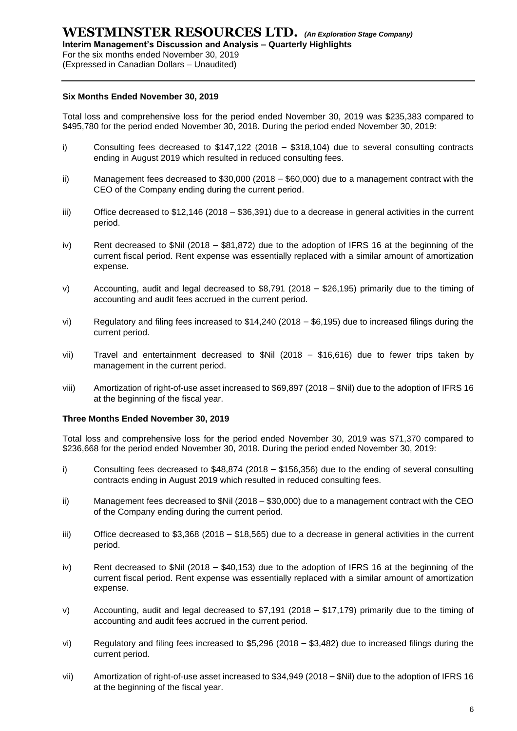#### Six Months Ended November 30, 2019

Total loss and comprehensive loss for the period ended November 30, 2019 was $235,383 compared to $495,780 for the period ended November 30, 2018. During the period ended November 30, 2019:

i) Consulting fees decreased to $147,122 (2018 – $318,104) due to several consulting contracts ending in August 2019 which resulted in reduced consulting fees.

ii) Management fees decreased to $30,000 (2018 – $60,000) due to a management contract with the CEO of the Company ending during the current period.

iii) Office decreased to $12,146 (2018 – $36,391) due to a decrease in general activities in the current period.

iv) Rent decreased to $Nil (2018 – $81,872) due to the adoption of IFRS 16 at the beginning of the current fiscal period. Rent expense was essentially replaced with a similar amount of amortization expense.

v) Accounting, audit and legal decreased to $8,791 (2018 – $26,195) primarily due to the timing of accounting and audit fees accrued in the current period.

vi) Regulatory and filing fees increased to $14,240 (2018 – $6,195) due to increased filings during the current period.

vii) Travel and entertainment decreased to $Nil (2018 – $16,616) due to fewer trips taken by management in the current period.

viii) Amortization of right-of-use asset increased to $69,897 (2018 – $Nil) due to the adoption of IFRS 16 at the beginning of the fiscal year.

#### Three Months Ended November 30, 2019

Total loss and comprehensive loss for the period ended November 30, 2019 was $71,370 compared to $236,668 for the period ended November 30, 2018. During the period ended November 30, 2019:

i) Consulting fees decreased to $48,874 (2018 – $156,356) due to the ending of several consulting contracts ending in August 2019 which resulted in reduced consulting fees.

ii) Management fees decreased to $Nil (2018 – $30,000) due to a management contract with the CEO of the Company ending during the current period.

iii) Office decreased to $3,368 (2018 – $18,565) due to a decrease in general activities in the current period.

iv) Rent decreased to $Nil (2018 – $40,153) due to the adoption of IFRS 16 at the beginning of the current fiscal period. Rent expense was essentially replaced with a similar amount of amortization expense.

v) Accounting, audit and legal decreased to $7,191 (2018 – $17,179) primarily due to the timing of accounting and audit fees accrued in the current period.

vi) Regulatory and filing fees increased to $5,296 (2018 – $3,482) due to increased filings during the current period.

vii) Amortization of right-of-use asset increased to $34,949 (2018 – $Nil) due to the adoption of IFRS 16 at the beginning of the fiscal year.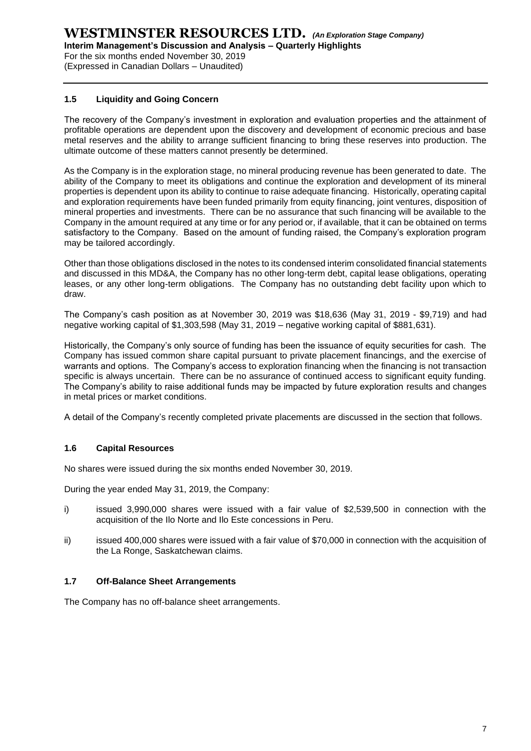### 1.5 Liquidity and Going Concern

The recovery of the Company's investment in exploration and evaluation properties and the attainment of profitable operations are dependent upon the discovery and development of economic precious and base metal reserves and the ability to arrange sufficient financing to bring these reserves into production. The ultimate outcome of these matters cannot presently be determined.

As the Company is in the exploration stage, no mineral producing revenue has been generated to date. The ability of the Company to meet its obligations and continue the exploration and development of its mineral properties is dependent upon its ability to continue to raise adequate financing. Historically, operating capital and exploration requirements have been funded primarily from equity financing, joint ventures, disposition of mineral properties and investments. There can be no assurance that such financing will be available to the Company in the amount required at any time or for any period or, if available, that it can be obtained on terms satisfactory to the Company. Based on the amount of funding raised, the Company's exploration program may be tailored accordingly.

Other than those obligations disclosed in the notes to its condensed interim consolidated financial statements and discussed in this MD&A, the Company has no other long-term debt, capital lease obligations, operating leases, or any other long-term obligations. The Company has no outstanding debt facility upon which to draw.

The Company's cash position as at November 30, 2019 was $18,636 (May 31, 2019 - $9,719) and had negative working capital of $1,303,598 (May 31, 2019 – negative working capital of $881,631).

Historically, the Company's only source of funding has been the issuance of equity securities for cash. The Company has issued common share capital pursuant to private placement financings, and the exercise of warrants and options. The Company's access to exploration financing when the financing is not transaction specific is always uncertain. There can be no assurance of continued access to significant equity funding. The Company's ability to raise additional funds may be impacted by future exploration results and changes in metal prices or market conditions.

A detail of the Company's recently completed private placements are discussed in the section that follows.

### 1.6 Capital Resources

No shares were issued during the six months ended November 30, 2019.

During the year ended May 31, 2019, the Company:

i) issued 3,990,000 shares were issued with a fair value of $2,539,500 in connection with the acquisition of the Ilo Norte and Ilo Este concessions in Peru.

ii) issued 400,000 shares were issued with a fair value of $70,000 in connection with the acquisition of the La Ronge, Saskatchewan claims.

### 1.7 Off-Balance Sheet Arrangements

The Company has no off-balance sheet arrangements.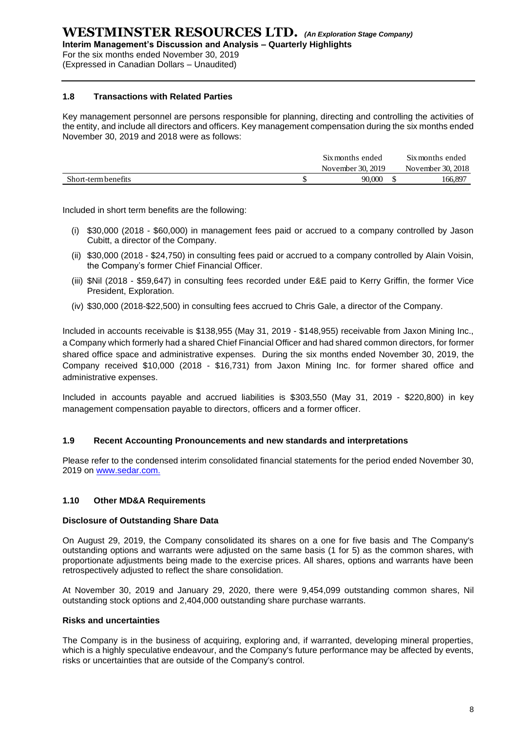### 1.8 Transactions with Related Parties

Key management personnel are persons responsible for planning, directing and controlling the activities of the entity, and include all directors and officers. Key management compensation during the six months ended November 30, 2019 and 2018 were as follows:

| | Six months ended November 30, 2019 | Six months ended November 30, 2018 |
|---|---|---|
| Short-term benefits | $ 90,000 | $ 166,897 |

Included in short term benefits are the following:

(i) $30,000 (2018 - $60,000) in management fees paid or accrued to a company controlled by Jason Cubitt, a director of the Company.

(ii) $30,000 (2018 - $24,750) in consulting fees paid or accrued to a company controlled by Alain Voisin, the Company's former Chief Financial Officer.

(iii) $Nil (2018 - $59,647) in consulting fees recorded under E&E paid to Kerry Griffin, the former Vice President, Exploration.

(iv) $30,000 (2018-$22,500) in consulting fees accrued to Chris Gale, a director of the Company.

Included in accounts receivable is $138,955 (May 31, 2019 - $148,955) receivable from Jaxon Mining Inc., a Company which formerly had a shared Chief Financial Officer and had shared common directors, for former shared office space and administrative expenses. During the six months ended November 30, 2019, the Company received $10,000 (2018 - $16,731) from Jaxon Mining Inc. for former shared office and administrative expenses.

Included in accounts payable and accrued liabilities is $303,550 (May 31, 2019 - $220,800) in key management compensation payable to directors, officers and a former officer.

### 1.9 Recent Accounting Pronouncements and new standards and interpretations

Please refer to the condensed interim consolidated financial statements for the period ended November 30, 2019 on www.sedar.com.

### 1.10 Other MD&A Requirements

**Disclosure of Outstanding Share Data**

On August 29, 2019, the Company consolidated its shares on a one for five basis and The Company's outstanding options and warrants were adjusted on the same basis (1 for 5) as the common shares, with proportionate adjustments being made to the exercise prices. All shares, options and warrants have been retrospectively adjusted to reflect the share consolidation.

At November 30, 2019 and January 29, 2020, there were 9,454,099 outstanding common shares, Nil outstanding stock options and 2,404,000 outstanding share purchase warrants.

**Risks and uncertainties**

The Company is in the business of acquiring, exploring and, if warranted, developing mineral properties, which is a highly speculative endeavour, and the Company's future performance may be affected by events, risks or uncertainties that are outside of the Company's control.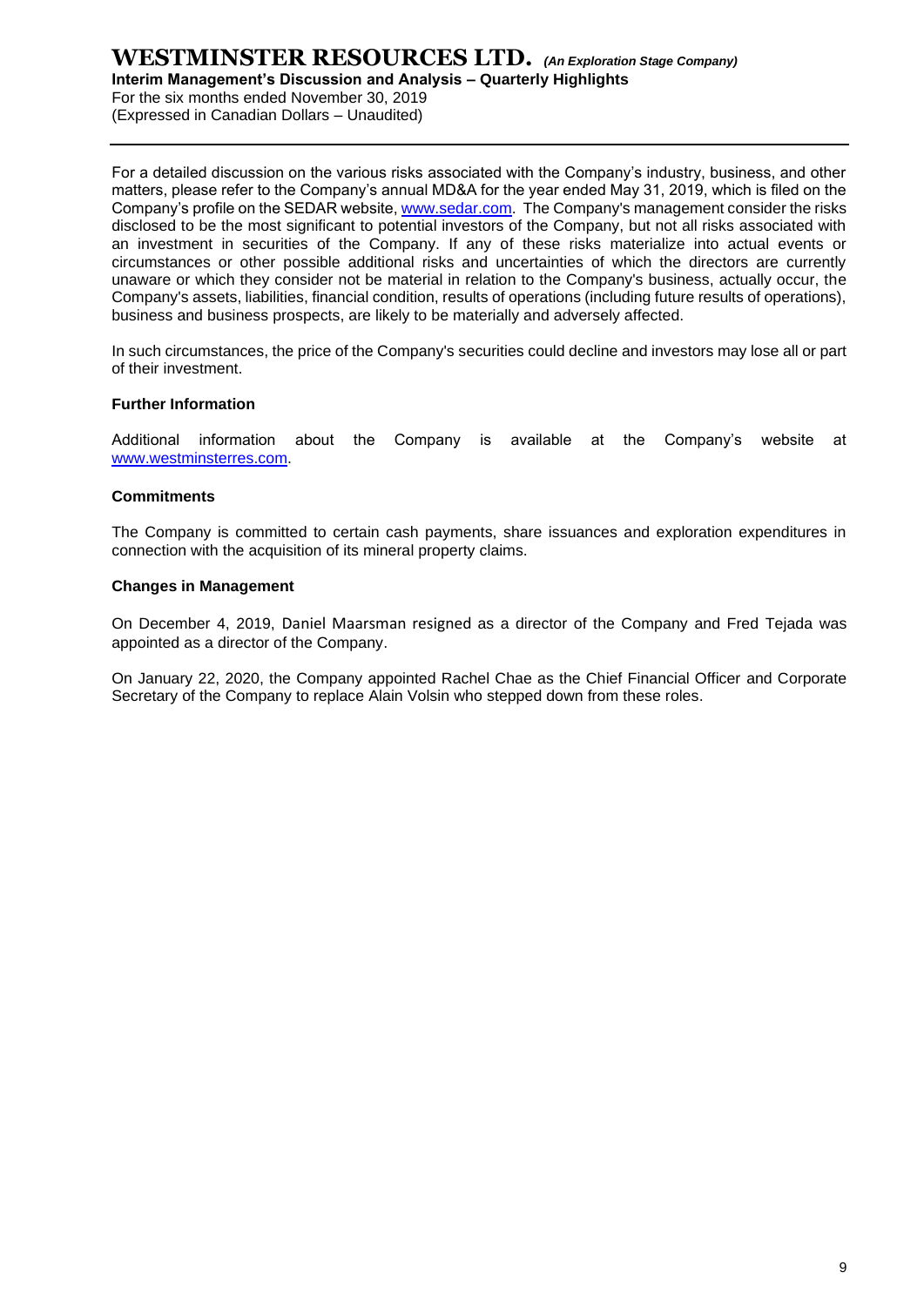For a detailed discussion on the various risks associated with the Company's industry, business, and other matters, please refer to the Company's annual MD&A for the year ended May 31, 2019, which is filed on the Company's profile on the SEDAR website, www.sedar.com. The Company's management consider the risks disclosed to be the most significant to potential investors of the Company, but not all risks associated with an investment in securities of the Company. If any of these risks materialize into actual events or circumstances or other possible additional risks and uncertainties of which the directors are currently unaware or which they consider not be material in relation to the Company's business, actually occur, the Company's assets, liabilities, financial condition, results of operations (including future results of operations), business and business prospects, are likely to be materially and adversely affected.

In such circumstances, the price of the Company's securities could decline and investors may lose all or part of their investment.

**Further Information**

Additional information about the Company is available at the Company's website at www.westminsterres.com.

**Commitments**

The Company is committed to certain cash payments, share issuances and exploration expenditures in connection with the acquisition of its mineral property claims.

**Changes in Management**

On December 4, 2019, Daniel Maarsman resigned as a director of the Company and Fred Tejada was appointed as a director of the Company.

On January 22, 2020, the Company appointed Rachel Chae as the Chief Financial Officer and Corporate Secretary of the Company to replace Alain Volsin who stepped down from these roles.